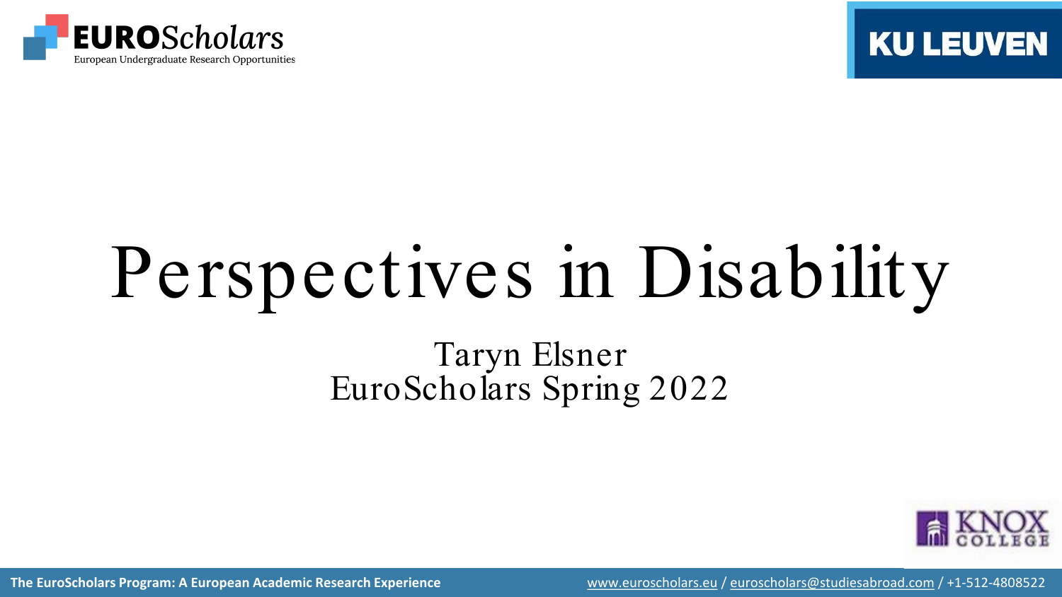# Perspectives in Disability

Taryn Elsner
EuroScholars Spring 2022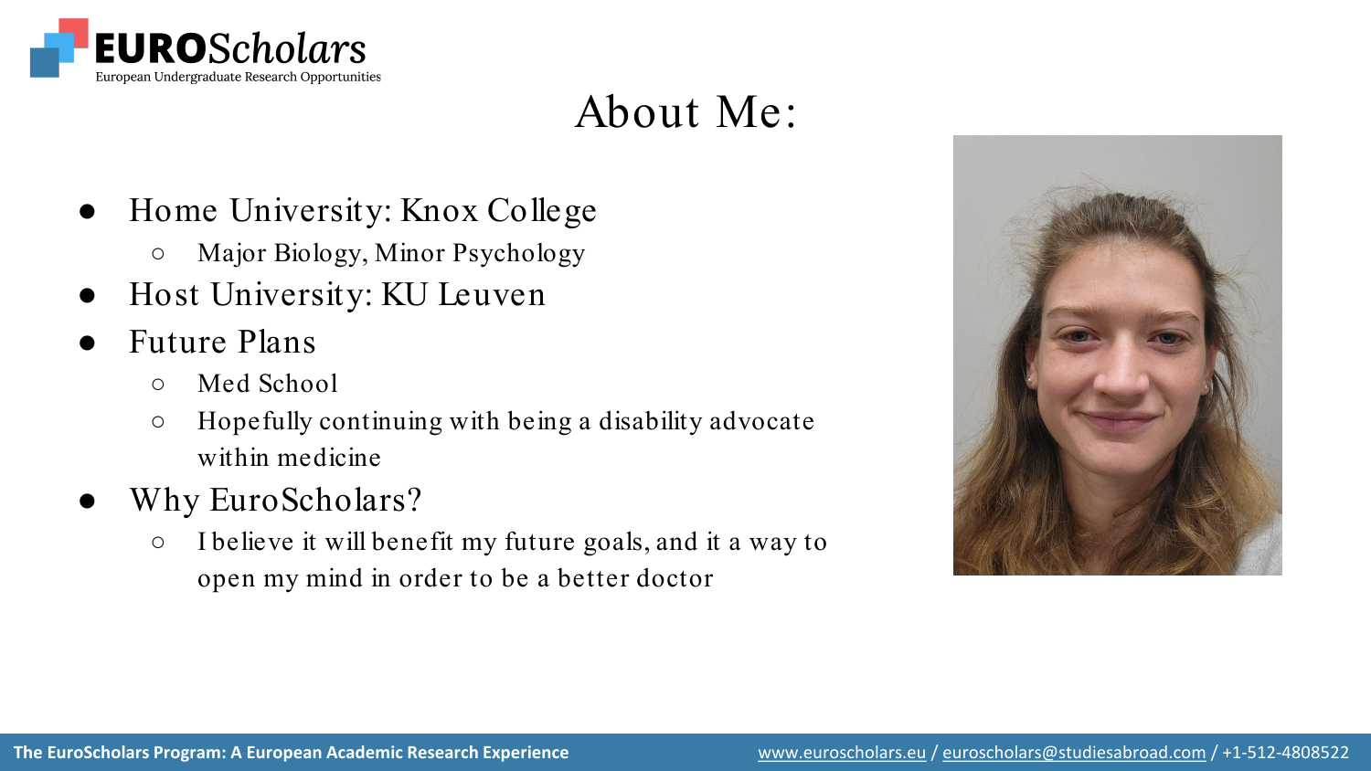# About Me:

- Home University: Knox College
  - Major Biology, Minor Psychology
- Host University: KU Leuven
- Future Plans
  - Med School
  - Hopefully continuing with being a disability advocate within medicine
- Why EuroScholars?
  - I believe it will benefit my future goals, and it a way to open my mind in order to be a better doctor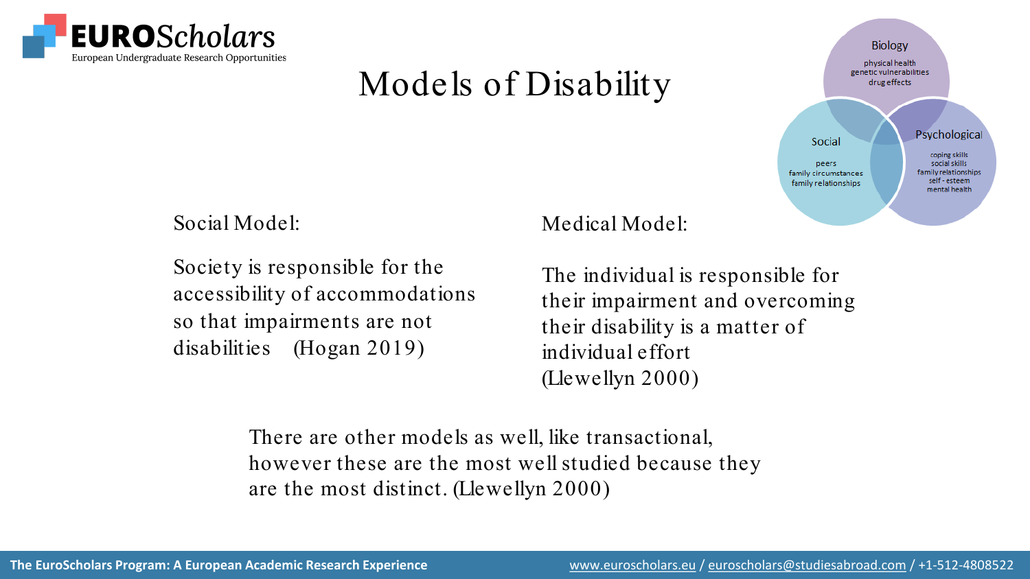# Models of Disability

Biology

physical health
genetic vulnerabilities
drug effects

Social

peers
family circumstances
family relationships

Psychological

coping skills
social skills
family relationships
self - esteem
mental health

Social Model:

Society is responsible for the accessibility of accommodations so that impairments are not disabilities (Hogan 2019)

Medical Model:

The individual is responsible for their impairment and overcoming their disability is a matter of individual effort (Llewellyn 2000)

There are other models as well, like transactional, however these are the most well studied because they are the most distinct. (Llewellyn 2000)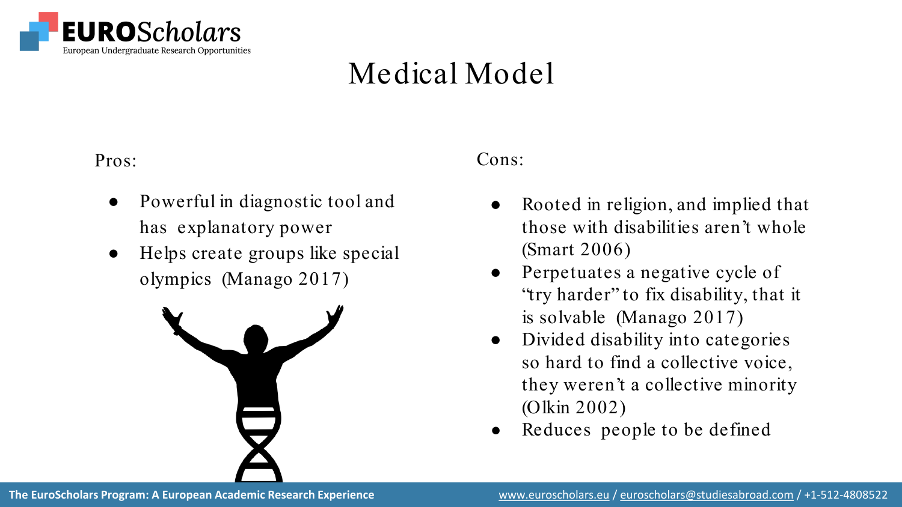# Medical Model

Pros:

- Powerful in diagnostic tool and has explanatory power
- Helps create groups like special olympics (Manago 2017)

Cons:

- Rooted in religion, and implied that those with disabilities aren't whole (Smart 2006)
- Perpetuates a negative cycle of "try harder" to fix disability, that it is solvable (Manago 2017)
- Divided disability into categories so hard to find a collective voice, they weren't a collective minority (Olkin 2002)
- Reduces people to be defined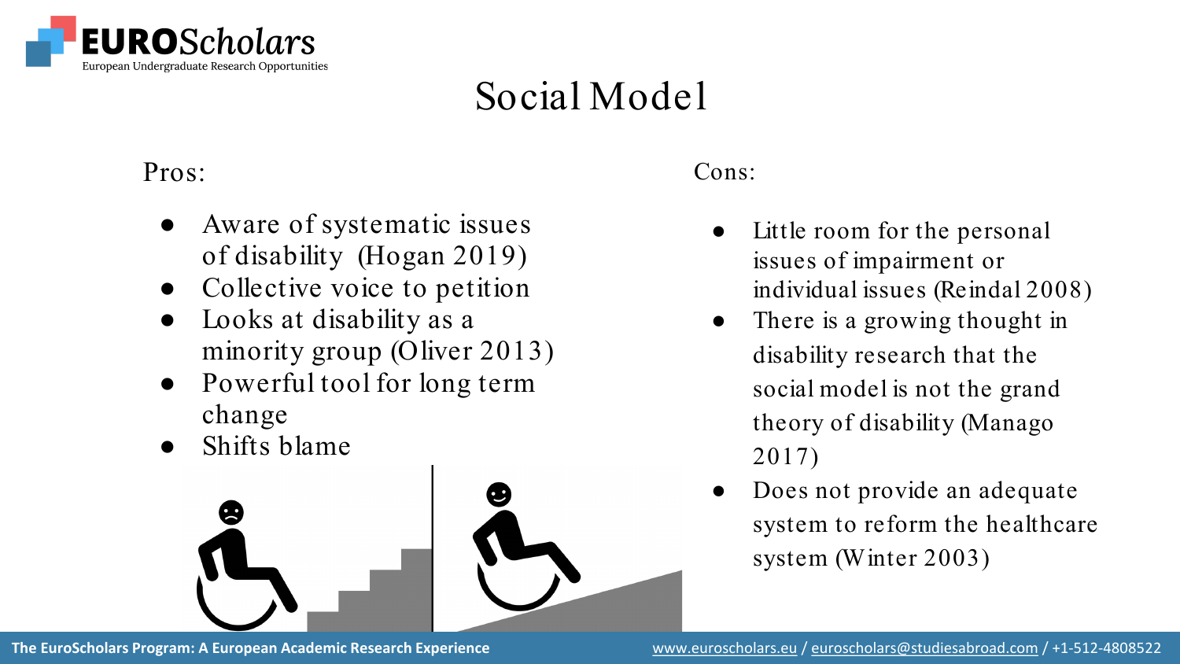# Social Model

Pros:

- Aware of systematic issues of disability (Hogan 2019)
- Collective voice to petition
- Looks at disability as a minority group (Oliver 2013)
- Powerful tool for long term change
- Shifts blame

Cons:

- Little room for the personal issues of impairment or individual issues (Reindal 2008)
- There is a growing thought in disability research that the social model is not the grand theory of disability (Manago 2017)
- Does not provide an adequate system to reform the healthcare system (Winter 2003)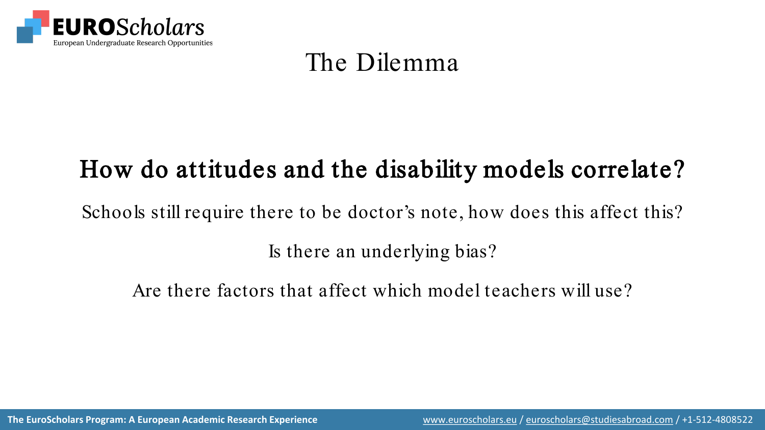# The Dilemma

**How do attitudes and the disability models correlate?**

Schools still require there to be doctor's note, how does this affect this?

Is there an underlying bias?

Are there factors that affect which model teachers will use?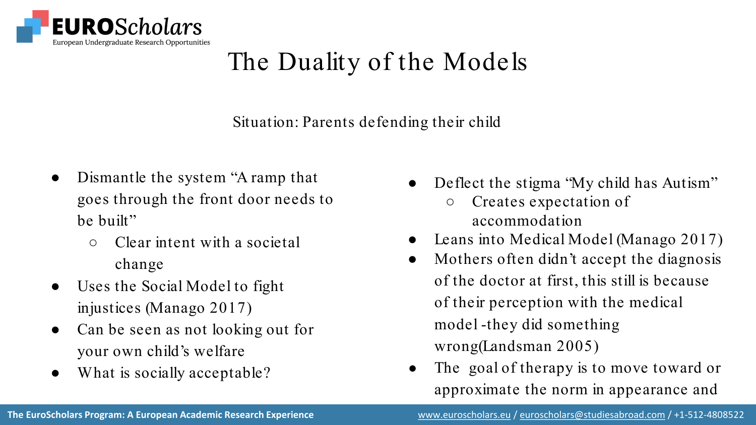# The Duality of the Models

Situation: Parents defending their child

- Dismantle the system "A ramp that goes through the front door needs to be built"
  - Clear intent with a societal change
- Uses the Social Model to fight injustices (Manago 2017)
- Can be seen as not looking out for your own child's welfare
- What is socially acceptable?

- Deflect the stigma "My child has Autism"
  - Creates expectation of accommodation
- Leans into Medical Model (Manago 2017)
- Mothers often didn't accept the diagnosis of the doctor at first, this still is because of their perception with the medical model -they did something wrong(Landsman 2005)
- The goal of therapy is to move toward or approximate the norm in appearance and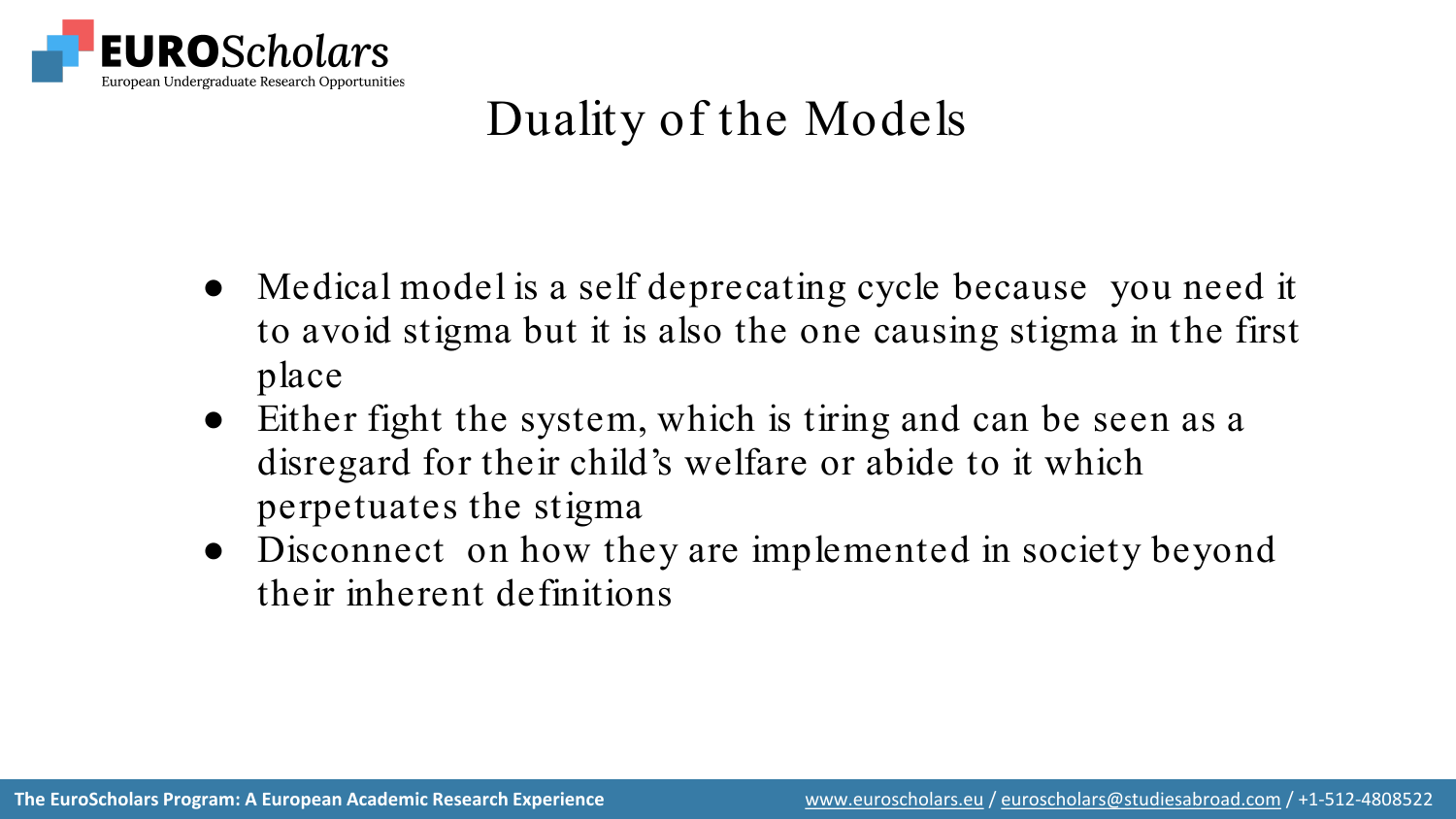# Duality of the Models

- Medical model is a self deprecating cycle because you need it to avoid stigma but it is also the one causing stigma in the first place
- Either fight the system, which is tiring and can be seen as a disregard for their child's welfare or abide to it which perpetuates the stigma
- Disconnect on how they are implemented in society beyond their inherent definitions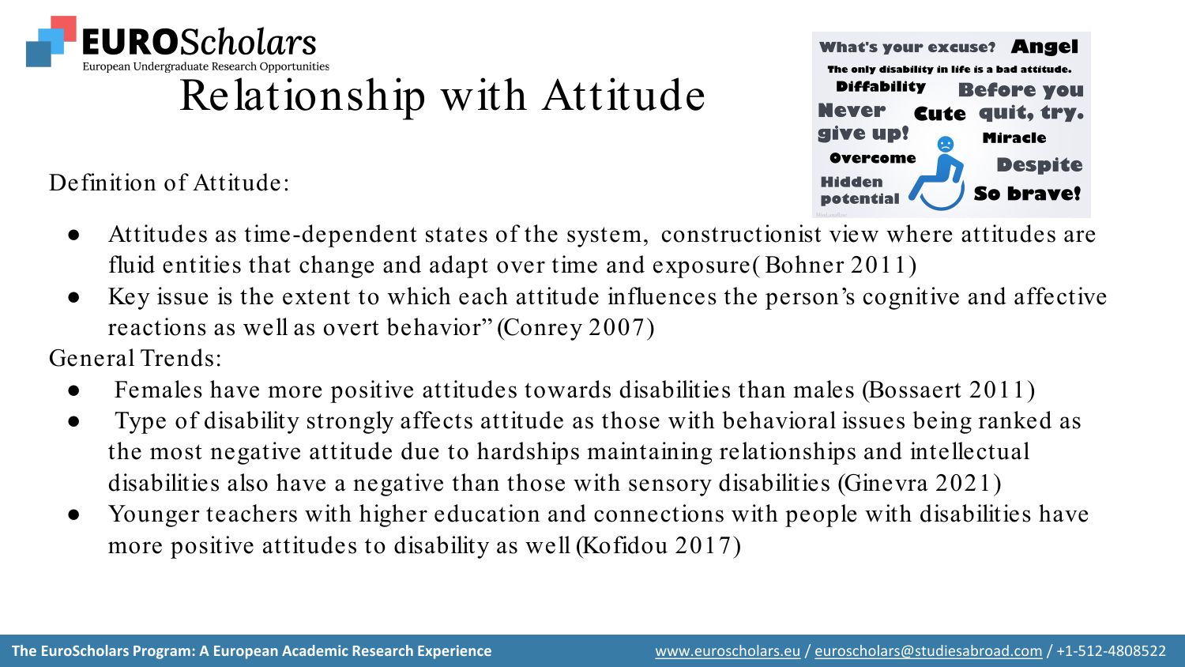# Relationship with Attitude

Definition of Attitude:

- Attitudes as time-dependent states of the system, constructionist view where attitudes are fluid entities that change and adapt over time and exposure( Bohner 2011)
- Key issue is the extent to which each attitude influences the person's cognitive and affective reactions as well as overt behavior" (Conrey 2007)

General Trends:

- Females have more positive attitudes towards disabilities than males (Bossaert 2011)
- Type of disability strongly affects attitude as those with behavioral issues being ranked as the most negative attitude due to hardships maintaining relationships and intellectual disabilities also have a negative than those with sensory disabilities (Ginevra 2021)
- Younger teachers with higher education and connections with people with disabilities have more positive attitudes to disability as well (Kofidou 2017)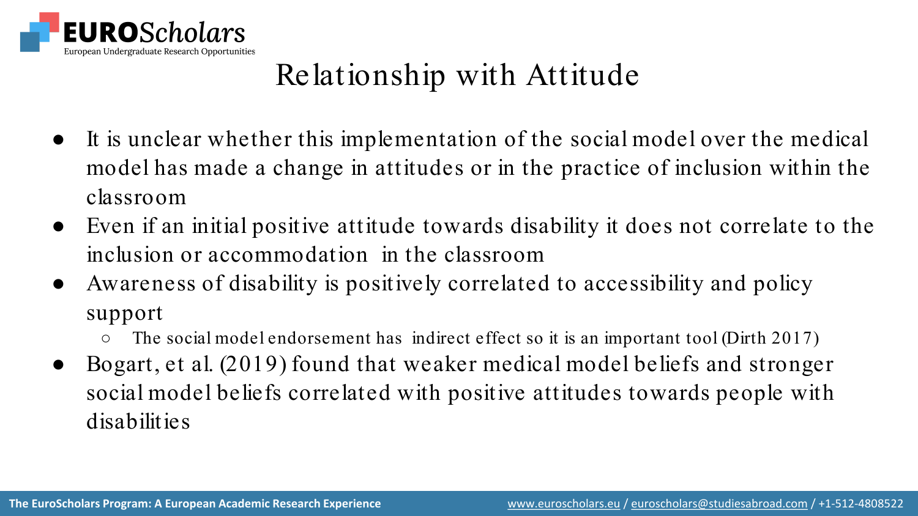# Relationship with Attitude

- It is unclear whether this implementation of the social model over the medical model has made a change in attitudes or in the practice of inclusion within the classroom
- Even if an initial positive attitude towards disability it does not correlate to the inclusion or accommodation in the classroom
- Awareness of disability is positively correlated to accessibility and policy support
  - The social model endorsement has indirect effect so it is an important tool (Dirth 2017)
- Bogart, et al. (2019) found that weaker medical model beliefs and stronger social model beliefs correlated with positive attitudes towards people with disabilities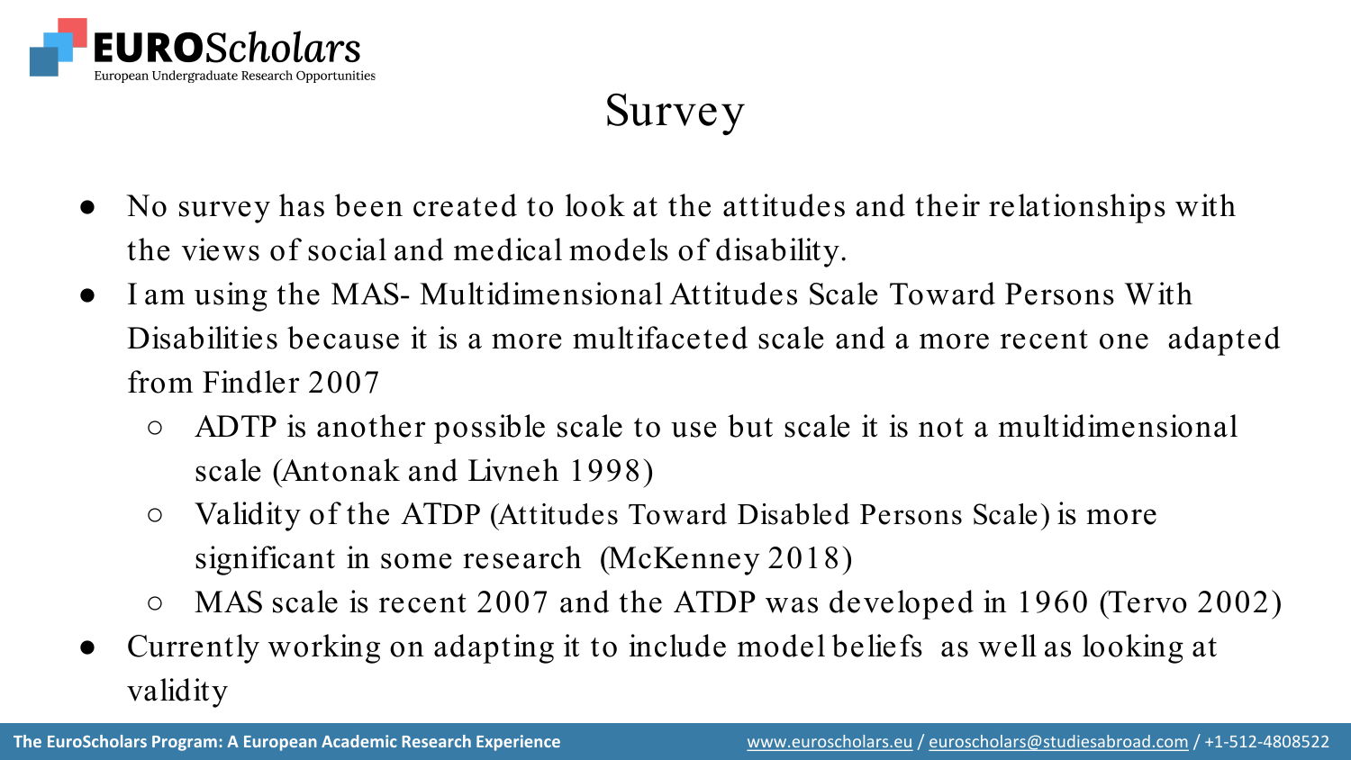# Survey

- No survey has been created to look at the attitudes and their relationships with the views of social and medical models of disability.
- I am using the MAS- Multidimensional Attitudes Scale Toward Persons With Disabilities because it is a more multifaceted scale and a more recent one adapted from Findler 2007
  - ADTP is another possible scale to use but scale it is not a multidimensional scale (Antonak and Livneh 1998)
  - Validity of the ATDP (Attitudes Toward Disabled Persons Scale) is more significant in some research (McKenney 2018)
  - MAS scale is recent 2007 and the ATDP was developed in 1960 (Tervo 2002)
- Currently working on adapting it to include model beliefs as well as looking at validity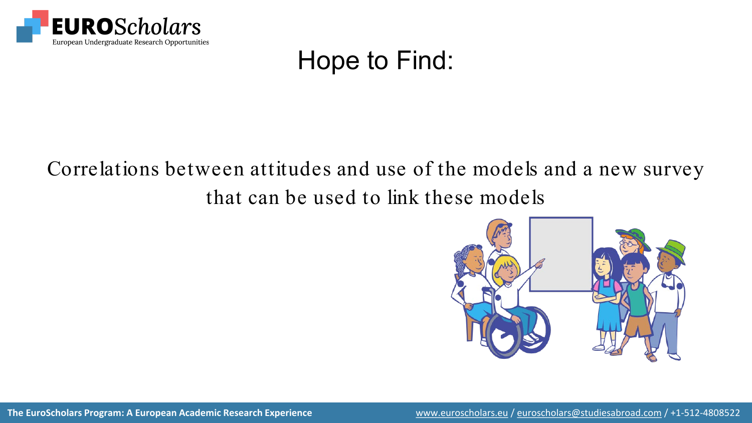# Hope to Find:

Correlations between attitudes and use of the models and a new survey that can be used to link these models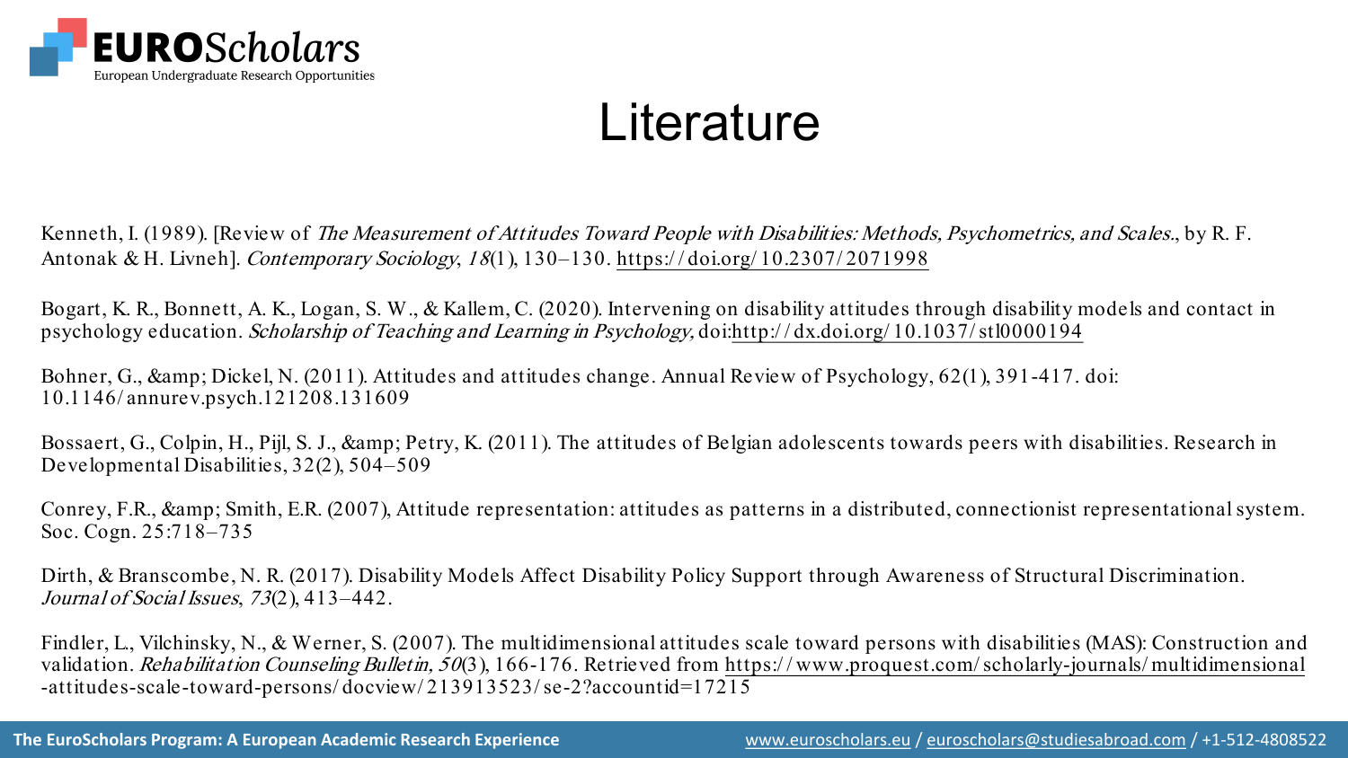# Literature

Kenneth, I. (1989). [Review of *The Measurement of Attitudes Toward People with Disabilities: Methods, Psychometrics, and Scales.*, by R. F. Antonak & H. Livneh]. *Contemporary Sociology*, *18*(1), 130–130. https://doi.org/10.2307/2071998

Bogart, K. R., Bonnett, A. K., Logan, S. W., & Kallem, C. (2020). Intervening on disability attitudes through disability models and contact in psychology education. *Scholarship of Teaching and Learning in Psychology,* doi:http://dx.doi.org/10.1037/stl0000194

Bohner, G., &amp; Dickel, N. (2011). Attitudes and attitudes change. Annual Review of Psychology, 62(1), 391-417. doi: 10.1146/annurev.psych.121208.131609

Bossaert, G., Colpin, H., Pijl, S. J., &amp; Petry, K. (2011). The attitudes of Belgian adolescents towards peers with disabilities. Research in Developmental Disabilities, 32(2), 504–509

Conrey, F.R., &amp; Smith, E.R. (2007), Attitude representation: attitudes as patterns in a distributed, connectionist representational system. Soc. Cogn. 25:718–735

Dirth, & Branscombe, N. R. (2017). Disability Models Affect Disability Policy Support through Awareness of Structural Discrimination. *Journal of Social Issues*, *73*(2), 413–442.

Findler, L., Vilchinsky, N., & Werner, S. (2007). The multidimensional attitudes scale toward persons with disabilities (MAS): Construction and validation. *Rehabilitation Counseling Bulletin, 50*(3), 166-176. Retrieved from https://www.proquest.com/scholarly-journals/multidimensional-attitudes-scale-toward-persons/docview/213913523/se-2?accountid=17215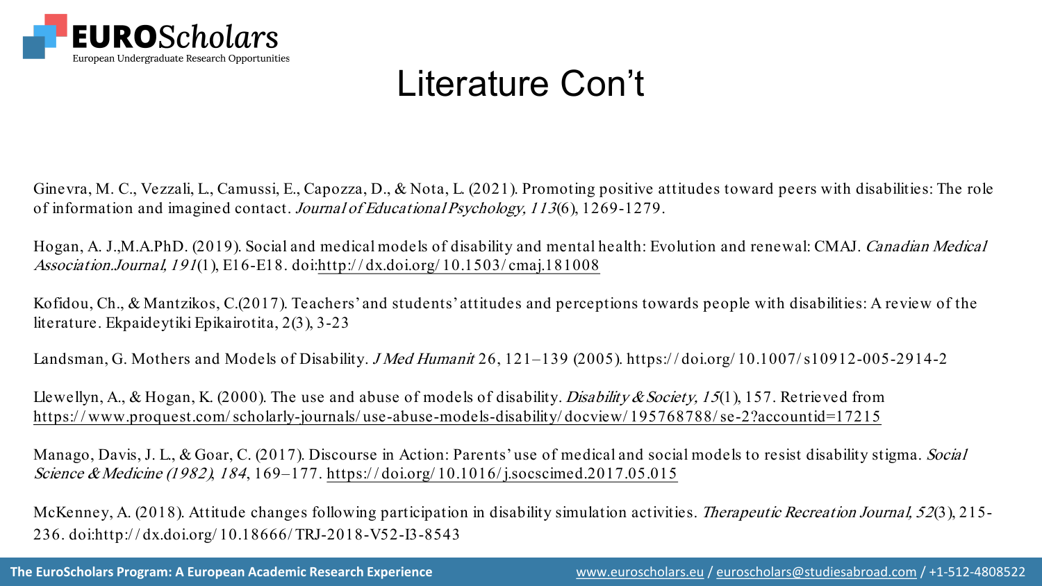# Literature Con't

Ginevra, M. C., Vezzali, L., Camussi, E., Capozza, D., & Nota, L. (2021). Promoting positive attitudes toward peers with disabilities: The role of information and imagined contact. *Journal of Educational Psychology, 113*(6), 1269-1279.

Hogan, A. J.,M.A.PhD. (2019). Social and medical models of disability and mental health: Evolution and renewal: CMAJ. *Canadian Medical Association.Journal, 191*(1), E16-E18. doi:http://dx.doi.org/10.1503/cmaj.181008

Kofidou, Ch., & Mantzikos, C.(2017). Teachers' and students' attitudes and perceptions towards people with disabilities: A review of the literature. Ekpaideytiki Epikairotita, 2(3), 3-23

Landsman, G. Mothers and Models of Disability. *J Med Humanit* 26, 121–139 (2005). https://doi.org/10.1007/s10912-005-2914-2

Llewellyn, A., & Hogan, K. (2000). The use and abuse of models of disability. *Disability & Society, 15*(1), 157. Retrieved from https://www.proquest.com/scholarly-journals/use-abuse-models-disability/docview/195768788/se-2?accountid=17215

Manago, Davis, J. L., & Goar, C. (2017). Discourse in Action: Parents' use of medical and social models to resist disability stigma. *Social Science & Medicine (1982), 184*, 169–177. https://doi.org/10.1016/j.socscimed.2017.05.015

McKenney, A. (2018). Attitude changes following participation in disability simulation activities. *Therapeutic Recreation Journal, 52*(3), 215-236. doi:http://dx.doi.org/10.18666/TRJ-2018-V52-I3-8543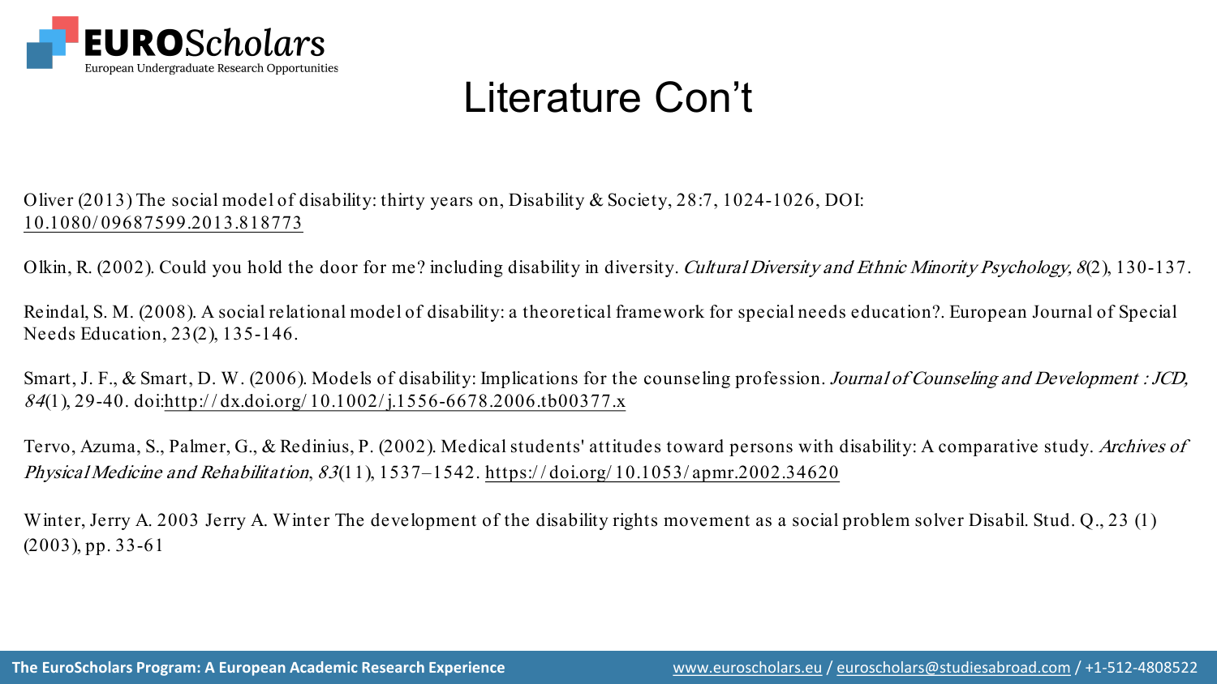# Literature Con't

Oliver (2013) The social model of disability: thirty years on, Disability & Society, 28:7, 1024-1026, DOI: 10.1080/09687599.2013.818773

Olkin, R. (2002). Could you hold the door for me? including disability in diversity. *Cultural Diversity and Ethnic Minority Psychology, 8*(2), 130-137.

Reindal, S. M. (2008). A social relational model of disability: a theoretical framework for special needs education?. European Journal of Special Needs Education, 23(2), 135-146.

Smart, J. F., & Smart, D. W. (2006). Models of disability: Implications for the counseling profession. *Journal of Counseling and Development : JCD, 84*(1), 29-40. doi:http://dx.doi.org/10.1002/j.1556-6678.2006.tb00377.x

Tervo, Azuma, S., Palmer, G., & Redinius, P. (2002). Medical students' attitudes toward persons with disability: A comparative study. *Archives of Physical Medicine and Rehabilitation*, *83*(11), 1537–1542. https://doi.org/10.1053/apmr.2002.34620

Winter, Jerry A. 2003 Jerry A. Winter The development of the disability rights movement as a social problem solver Disabil. Stud. Q., 23 (1) (2003), pp. 33-61